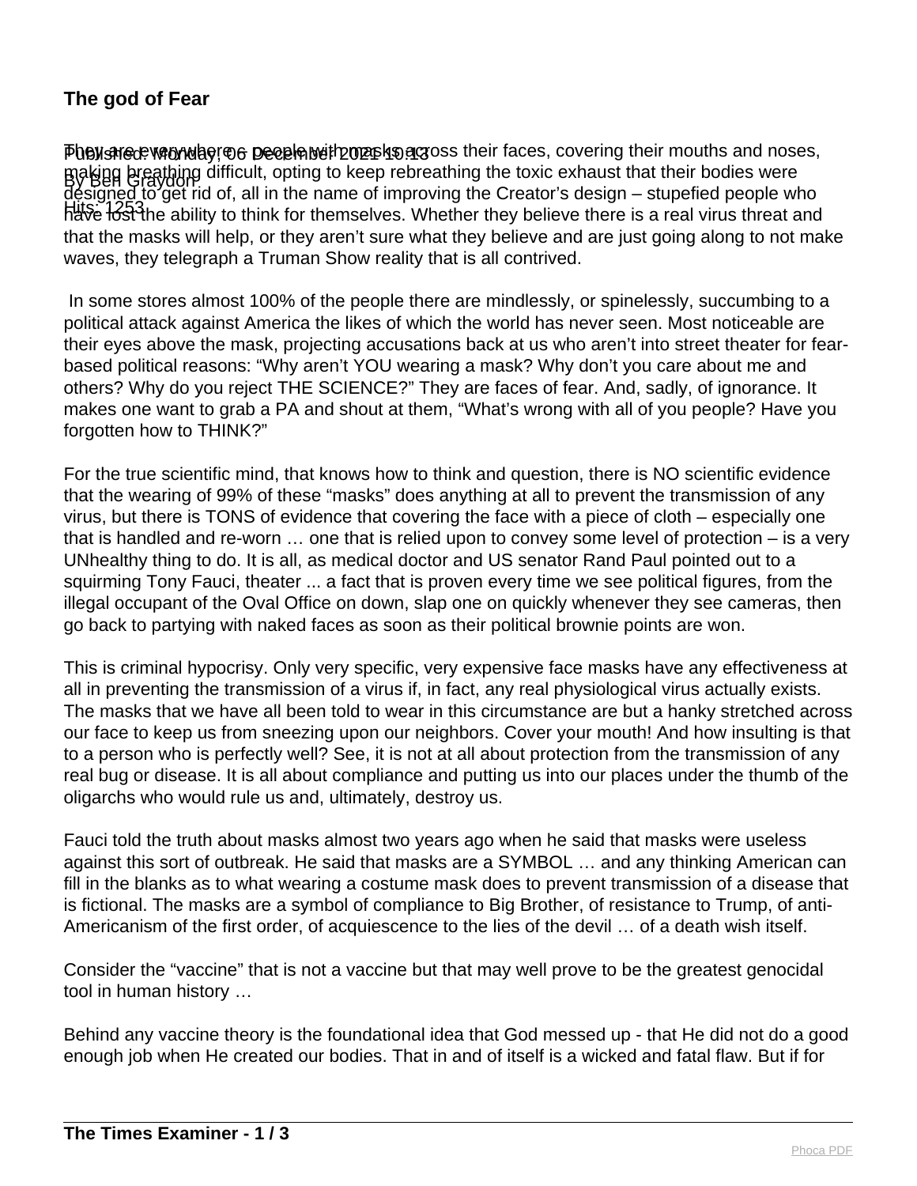## The god of Fear

Published: Monday, 06 December 2021 10:13

By Ben Graydon

Hits: 1253

They are everywhere – people with masks across their faces, covering their mouths and noses, making breathing difficult, opting to keep rebreathing the toxic exhaust that their bodies were designed to get rid of, all in the name of improving the Creator's design – stupefied people who have lost the ability to think for themselves. Whether they believe there is a real virus threat and that the masks will help, or they aren't sure what they believe and are just going along to not make waves, they telegraph a Truman Show reality that is all contrived.

In some stores almost 100% of the people there are mindlessly, or spinelessly, succumbing to a political attack against America the likes of which the world has never seen. Most noticeable are their eyes above the mask, projecting accusations back at us who aren't into street theater for fear-based political reasons: "Why aren't YOU wearing a mask? Why don't you care about me and others? Why do you reject THE SCIENCE?" They are faces of fear. And, sadly, of ignorance. It makes one want to grab a PA and shout at them, "What's wrong with all of you people? Have you forgotten how to THINK?"

For the true scientific mind, that knows how to think and question, there is NO scientific evidence that the wearing of 99% of these "masks" does anything at all to prevent the transmission of any virus, but there is TONS of evidence that covering the face with a piece of cloth – especially one that is handled and re-worn … one that is relied upon to convey some level of protection – is a very UNhealthy thing to do. It is all, as medical doctor and US senator Rand Paul pointed out to a squirming Tony Fauci, theater ... a fact that is proven every time we see political figures, from the illegal occupant of the Oval Office on down, slap one on quickly whenever they see cameras, then go back to partying with naked faces as soon as their political brownie points are won.

This is criminal hypocrisy. Only very specific, very expensive face masks have any effectiveness at all in preventing the transmission of a virus if, in fact, any real physiological virus actually exists. The masks that we have all been told to wear in this circumstance are but a hanky stretched across our face to keep us from sneezing upon our neighbors. Cover your mouth! And how insulting is that to a person who is perfectly well? See, it is not at all about protection from the transmission of any real bug or disease. It is all about compliance and putting us into our places under the thumb of the oligarchs who would rule us and, ultimately, destroy us.

Fauci told the truth about masks almost two years ago when he said that masks were useless against this sort of outbreak. He said that masks are a SYMBOL … and any thinking American can fill in the blanks as to what wearing a costume mask does to prevent transmission of a disease that is fictional. The masks are a symbol of compliance to Big Brother, of resistance to Trump, of anti-Americanism of the first order, of acquiescence to the lies of the devil … of a death wish itself.

Consider the "vaccine" that is not a vaccine but that may well prove to be the greatest genocidal tool in human history …

Behind any vaccine theory is the foundational idea that God messed up - that He did not do a good enough job when He created our bodies. That in and of itself is a wicked and fatal flaw. But if for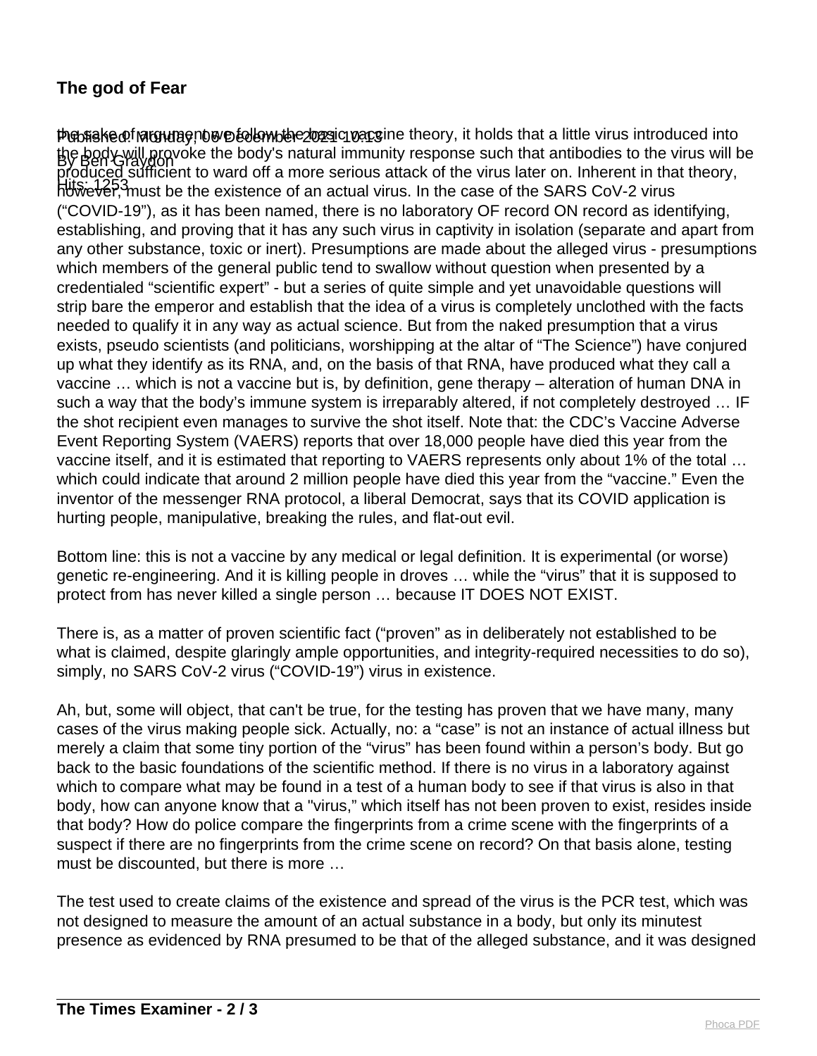the sake of argument we follow the basic vaccine theory, it holds that a little virus introduced into the body will provoke the body's natural immunity response such that antibodies to the virus will be produced sufficient to ward off a more serious attack of the virus later on. Inherent in that theory, however, must be the existence of an actual virus. In the case of the SARS CoV-2 virus ("COVID-19"), as it has been named, there is no laboratory OF record ON record as identifying, establishing, and proving that it has any such virus in captivity in isolation (separate and apart from any other substance, toxic or inert). Presumptions are made about the alleged virus - presumptions which members of the general public tend to swallow without question when presented by a credentialed "scientific expert" - but a series of quite simple and yet unavoidable questions will strip bare the emperor and establish that the idea of a virus is completely unclothed with the facts needed to qualify it in any way as actual science. But from the naked presumption that a virus exists, pseudo scientists (and politicians, worshipping at the altar of "The Science") have conjured up what they identify as its RNA, and, on the basis of that RNA, have produced what they call a vaccine … which is not a vaccine but is, by definition, gene therapy – alteration of human DNA in such a way that the body's immune system is irreparably altered, if not completely destroyed … IF the shot recipient even manages to survive the shot itself. Note that: the CDC's Vaccine Adverse Event Reporting System (VAERS) reports that over 18,000 people have died this year from the vaccine itself, and it is estimated that reporting to VAERS represents only about 1% of the total … which could indicate that around 2 million people have died this year from the "vaccine." Even the inventor of the messenger RNA protocol, a liberal Democrat, says that its COVID application is hurting people, manipulative, breaking the rules, and flat-out evil.

Bottom line: this is not a vaccine by any medical or legal definition. It is experimental (or worse) genetic re-engineering. And it is killing people in droves … while the "virus" that it is supposed to protect from has never killed a single person … because IT DOES NOT EXIST.

There is, as a matter of proven scientific fact ("proven" as in deliberately not established to be what is claimed, despite glaringly ample opportunities, and integrity-required necessities to do so), simply, no SARS CoV-2 virus ("COVID-19") virus in existence.

Ah, but, some will object, that can't be true, for the testing has proven that we have many, many cases of the virus making people sick. Actually, no: a "case" is not an instance of actual illness but merely a claim that some tiny portion of the "virus" has been found within a person's body. But go back to the basic foundations of the scientific method. If there is no virus in a laboratory against which to compare what may be found in a test of a human body to see if that virus is also in that body, how can anyone know that a "virus," which itself has not been proven to exist, resides inside that body? How do police compare the fingerprints from a crime scene with the fingerprints of a suspect if there are no fingerprints from the crime scene on record? On that basis alone, testing must be discounted, but there is more …

The test used to create claims of the existence and spread of the virus is the PCR test, which was not designed to measure the amount of an actual substance in a body, but only its minutest presence as evidenced by RNA presumed to be that of the alleged substance, and it was designed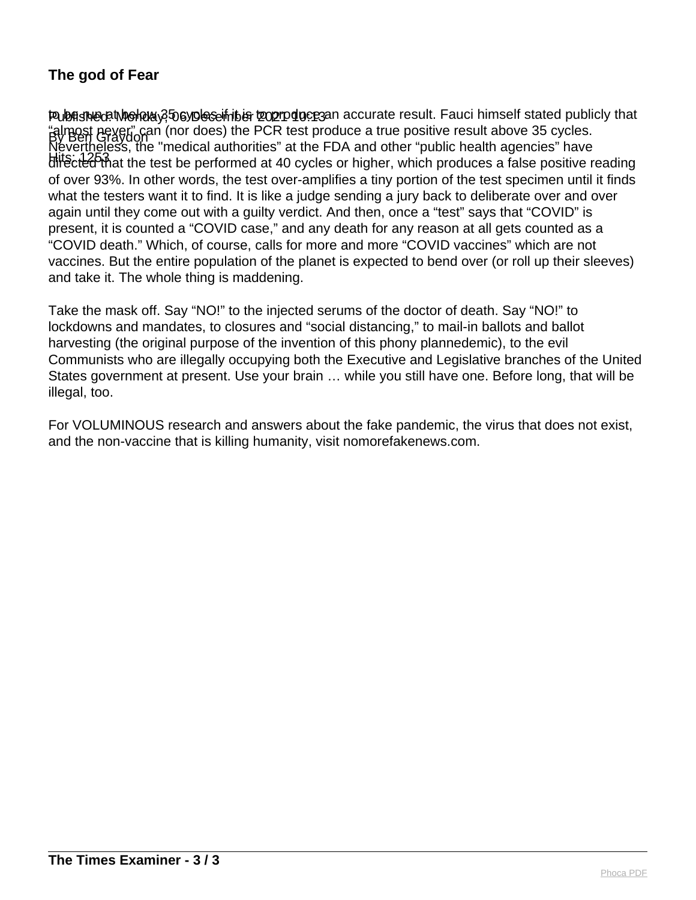to be run at below 35 cycles if it is to produce an accurate result. Fauci himself stated publicly that “almost never” can (nor does) the PCR test produce a true positive result above 35 cycles. Nevertheless, the "medical authorities” at the FDA and other “public health agencies” have directed that the test be performed at 40 cycles or higher, which produces a false positive reading of over 93%. In other words, the test over-amplifies a tiny portion of the test specimen until it finds what the testers want it to find. It is like a judge sending a jury back to deliberate over and over again until they come out with a guilty verdict. And then, once a “test” says that “COVID” is present, it is counted a “COVID case,” and any death for any reason at all gets counted as a “COVID death.” Which, of course, calls for more and more “COVID vaccines” which are not vaccines. But the entire population of the planet is expected to bend over (or roll up their sleeves) and take it. The whole thing is maddening.

Take the mask off. Say “NO!” to the injected serums of the doctor of death. Say “NO!” to lockdowns and mandates, to closures and “social distancing,” to mail-in ballots and ballot harvesting (the original purpose of the invention of this phony plannedemic), to the evil Communists who are illegally occupying both the Executive and Legislative branches of the United States government at present. Use your brain … while you still have one. Before long, that will be illegal, too.

For VOLUMINOUS research and answers about the fake pandemic, the virus that does not exist, and the non-vaccine that is killing humanity, visit nomorefakenews.com.